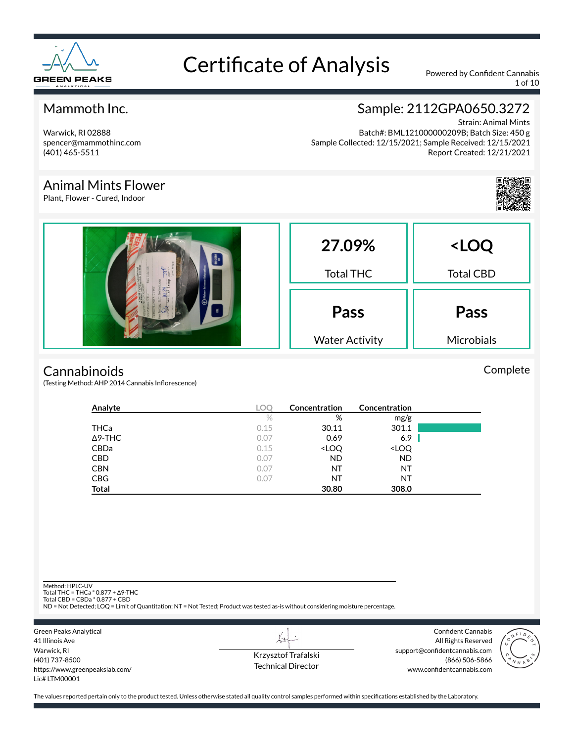# Certificate of Analysis

Powered by Confident Cannabis

## Mammoth Inc.

Warwick, RI 02888
spencer@mammothinc.com
(401) 465-5511

## Sample: 2112GPA0650.3272

Strain: Animal Mints
Batch#: BML121000000209B; Batch Size: 450 g
Sample Collected: 12/15/2021; Sample Received: 12/15/2021
Report Created: 12/21/2021

## Animal Mints Flower

Plant, Flower - Cured, Indoor

| 27.09% | <LOQ |
|---|---|
| Total THC | Total CBD |
| **Pass** | **Pass** |
| Water Activity | Microbials |

## Cannabinoids

Complete

(Testing Method: AHP 2014 Cannabis Inflorescence)

| Analyte | LOQ | Concentration | Concentration |
|---|---|---|---|
| | % | % | mg/g |
| THCa | 0.15 | 30.11 | 301.1 |
| Δ9-THC | 0.07 | 0.69 | 6.9 |
| CBDa | 0.15 | <LOQ | <LOQ |
| CBD | 0.07 | ND | ND |
| CBN | 0.07 | NT | NT |
| CBG | 0.07 | NT | NT |
| **Total** | | **30.80** | **308.0** |

Method: HPLC-UV
Total THC = THCa * 0.877 + Δ9-THC
Total CBD = CBDa * 0.877 + CBD
ND = Not Detected; LOQ = Limit of Quantitation; NT = Not Tested; Product was tested as-is without considering moisture percentage.

Green Peaks Analytical
41 Illinois Ave
Warwick, RI
(401) 737-8500
https://www.greenpeakslab.com/
Lic# LTM00001

Krzysztof Trafalski
Technical Director

Confident Cannabis
All Rights Reserved
support@confidentcannabis.com
(866) 506-5866
www.confidentcannabis.com

The values reported pertain only to the product tested. Unless otherwise stated all quality control samples performed within specifications established by the Laboratory.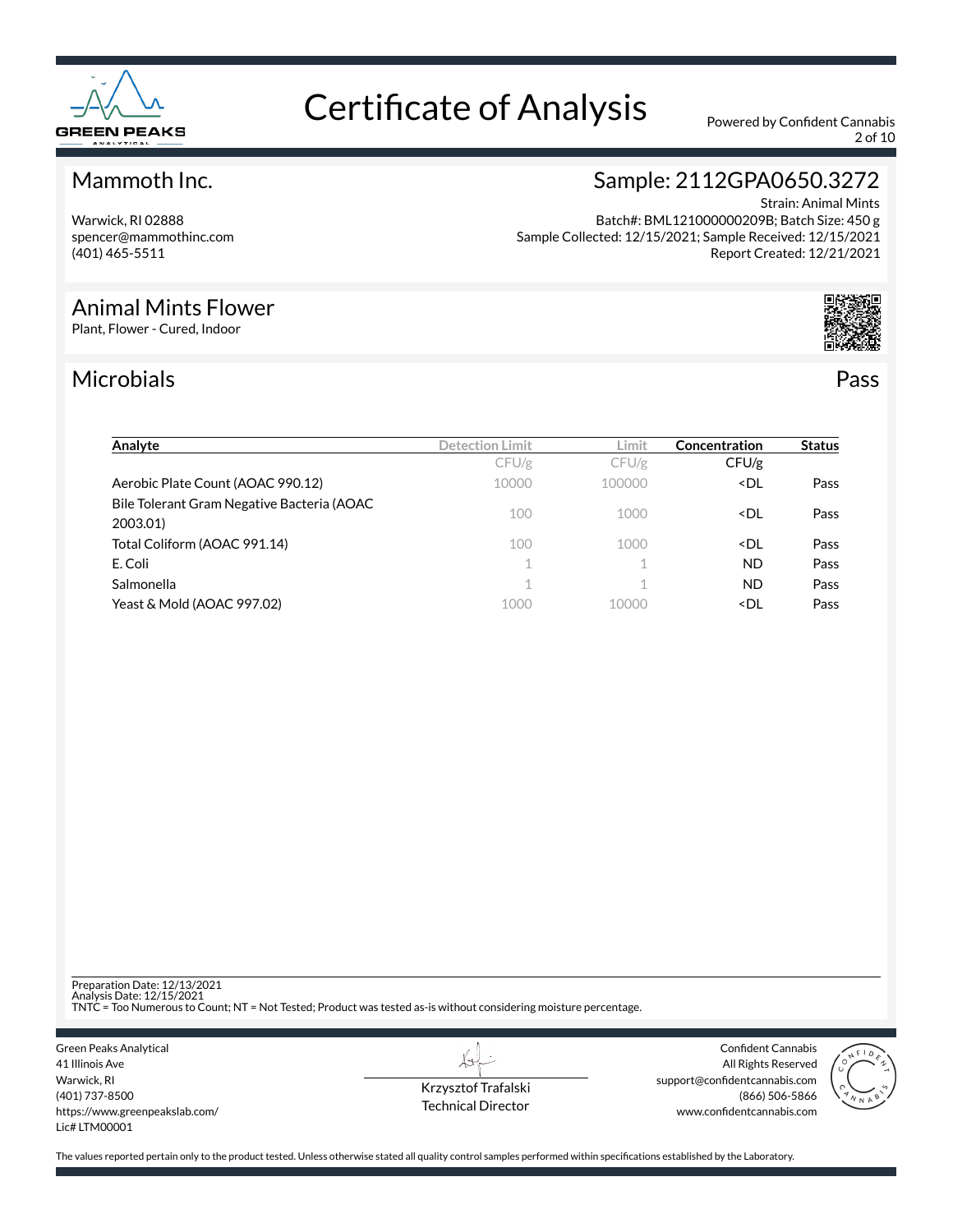# Certificate of Analysis

Powered by Confident Cannabis

## Mammoth Inc.

Warwick, RI 02888
spencer@mammothinc.com
(401) 465-5511

## Sample: 2112GPA0650.3272

Strain: Animal Mints
Batch#: BML121000000209B; Batch Size: 450 g
Sample Collected: 12/15/2021; Sample Received: 12/15/2021
Report Created: 12/21/2021

## Animal Mints Flower

Plant, Flower - Cured, Indoor

## Microbials

Pass

| Analyte | Detection Limit | Limit | Concentration | Status |
|---|---|---|---|---|
| | CFU/g | CFU/g | CFU/g | |
| Aerobic Plate Count (AOAC 990.12) | 10000 | 100000 | <DL | Pass |
| Bile Tolerant Gram Negative Bacteria (AOAC 2003.01) | 100 | 1000 | <DL | Pass |
| Total Coliform (AOAC 991.14) | 100 | 1000 | <DL | Pass |
| E. Coli | 1 | 1 | ND | Pass |
| Salmonella | 1 | 1 | ND | Pass |
| Yeast & Mold (AOAC 997.02) | 1000 | 10000 | <DL | Pass |

Preparation Date: 12/13/2021
Analysis Date: 12/15/2021
TNTC = Too Numerous to Count; NT = Not Tested; Product was tested as-is without considering moisture percentage.

Green Peaks Analytical
41 Illinois Ave
Warwick, RI
(401) 737-8500
https://www.greenpeakslab.com/
Lic# LTM00001

Krzysztof Trafalski
Technical Director

Confident Cannabis
All Rights Reserved
support@confidentcannabis.com
(866) 506-5866
www.confidentcannabis.com

The values reported pertain only to the product tested. Unless otherwise stated all quality control samples performed within specifications established by the Laboratory.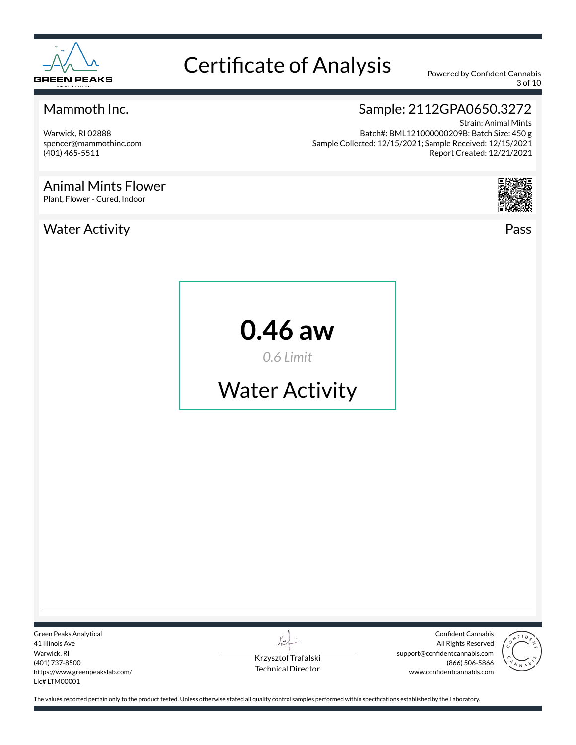# Certificate of Analysis

Powered by Confident Cannabis

## Mammoth Inc.

Warwick, RI 02888
spencer@mammothinc.com
(401) 465-5511

## Sample: 2112GPA0650.3272

Strain: Animal Mints
Batch#: BML121000000209B; Batch Size: 450 g
Sample Collected: 12/15/2021; Sample Received: 12/15/2021
Report Created: 12/21/2021

## Animal Mints Flower

Plant, Flower - Cured, Indoor

## Water Activity

Pass

**0.46 aw**

*0.6 Limit*

Water Activity

---

Green Peaks Analytical
41 Illinois Ave
Warwick, RI
(401) 737-8500
https://www.greenpeakslab.com/
Lic# LTM00001

Krzysztof Trafalski
Technical Director

Confident Cannabis
All Rights Reserved
support@confidentcannabis.com
(866) 506-5866
www.confidentcannabis.com

The values reported pertain only to the product tested. Unless otherwise stated all quality control samples performed within specifications established by the Laboratory.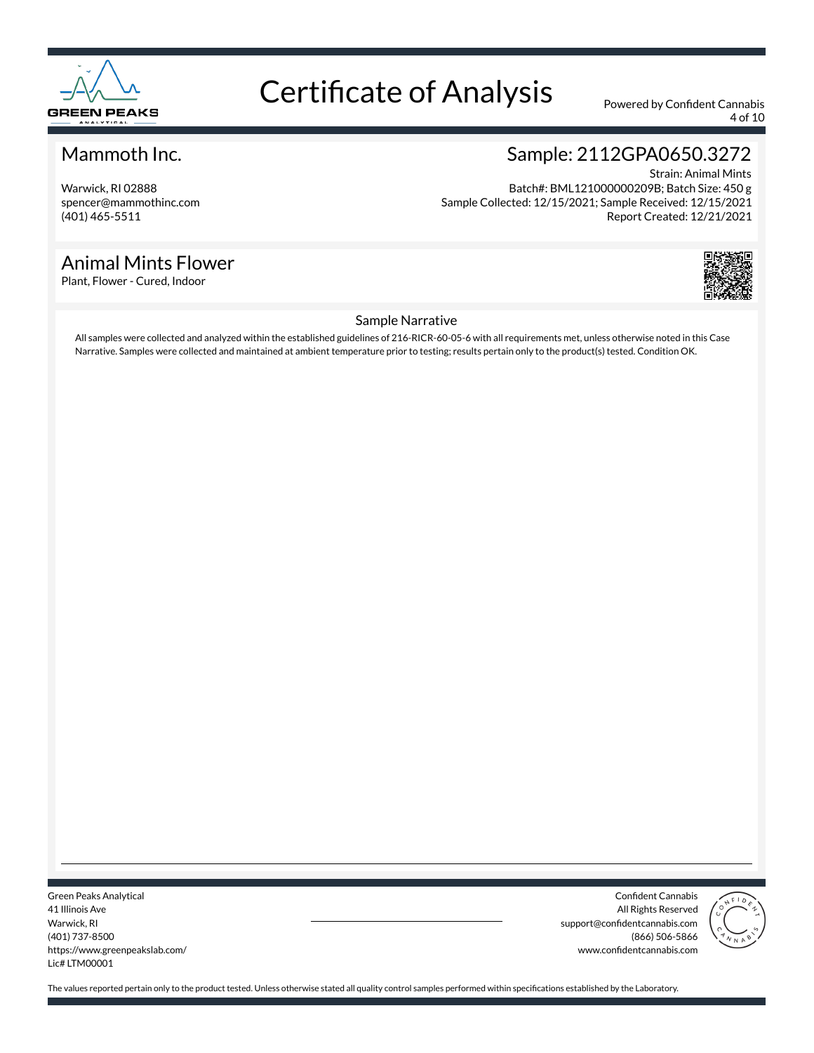# Certificate of Analysis

Powered by Confident Cannabis

## Mammoth Inc.

Warwick, RI 02888
spencer@mammothinc.com
(401) 465-5511

## Sample: 2112GPA0650.3272

Strain: Animal Mints
Batch#: BML121000000209B; Batch Size: 450 g
Sample Collected: 12/15/2021; Sample Received: 12/15/2021
Report Created: 12/21/2021

## Animal Mints Flower

Plant, Flower - Cured, Indoor

### Sample Narrative

All samples were collected and analyzed within the established guidelines of 216-RICR-60-05-6 with all requirements met, unless otherwise noted in this Case Narrative. Samples were collected and maintained at ambient temperature prior to testing; results pertain only to the product(s) tested. Condition OK.

Green Peaks Analytical
41 Illinois Ave
Warwick, RI
(401) 737-8500
https://www.greenpeakslab.com/
Lic# LTM00001

Confident Cannabis
All Rights Reserved
support@confidentcannabis.com
(866) 506-5866
www.confidentcannabis.com

The values reported pertain only to the product tested. Unless otherwise stated all quality control samples performed within specifications established by the Laboratory.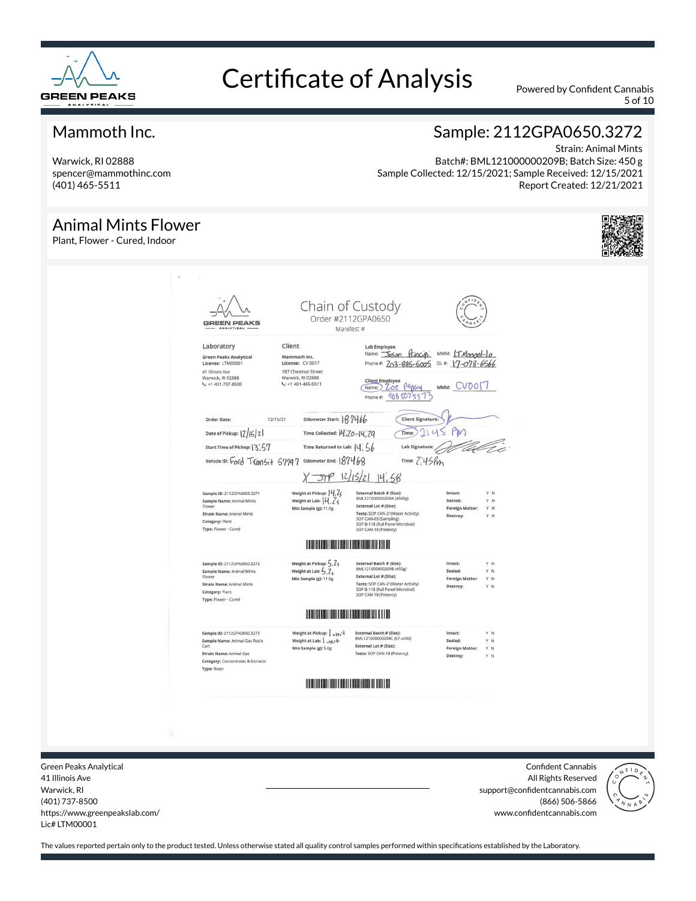# Certificate of Analysis

Powered by Confident Cannabis

## Mammoth Inc.

Warwick, RI 02888
spencer@mammothinc.com
(401) 465-5511

## Sample: 2112GPA0650.3272

Strain: Animal Mints
Batch#: BML121000000209B; Batch Size: 450 g
Sample Collected: 12/15/2021; Sample Received: 12/15/2021
Report Created: 12/21/2021

## Animal Mints Flower

Plant, Flower - Cured, Indoor

### Chain of Custody

Order #2112GPA0650
Manifest #

**Laboratory**
Green Peaks Analytical
License: LTM00001
41 Illinois Ave
Warwick, RI 02888
+1 401-737-8500

**Client**
Mammoth Inc.
License: CV 0017
187 Chestnut Street
Warwick, RI 02888
+1 401-465-5511

**Lab Employee**
Name: Jason Principi MMM: LTM0001-10
Phone #: 203-885-6005 DL #: 17-078-6566

**Client Employee**
Name: Zoe Papay MMM: CV0017
Phone #: 908 507 5573

| | | | | | |
|---|---|---|---|---|---|
| Order Date: | 12/15/21 | Odometer Start: | 187466 | Client Signature: | |
| Date of Pickup: | 12/15/21 | Time Collected: | 14:20-14:29 | Time: | 2:45 PM |
| Start Time of Pickup: | 13:57 | Time Returned to Lab: | 14:56 | Lab Signature: | |
| Vehicle ID: | Ford Transit 67797 | Odometer End: | 187468 | Time: | 2:45pm |

X JTP 12/15/21 14:58

| Sample | Weight | External Batch / Tests | Condition |
|---|---|---|---|
| Sample ID: 2112GPA0650.3271<br>Sample Name: Animal Mints Flower<br>Strain Name: Animal Mints<br>Category: Plant<br>Type: Flower - Cured | Weight at Pickup: 14.2g<br>Weight at Lab: 14.2g<br>Min Sample (g): 11.0g | External Batch # (Size): BML121000000209A (4540g)<br>External Lot # (Size):<br>Tests: SOP CAN-21(Water Activity)<br>SOP CAN-03 (Sampling)<br>SOP B-118 (Full Panel Microbial)<br>SOP CAN-18 (Potency) | Intact: Y N<br>Sealed: Y N<br>Foreign Matter: Y N<br>Destroy: Y N |
| Sample ID: 2112GPA0650.3272<br>Sample Name: Animal Mints Flower<br>Strain Name: Animal Mints<br>Category: Plant<br>Type: Flower - Cured | Weight at Pickup: 5.2g<br>Weight at Lab: 5.2g<br>Min Sample (g): 11.0g | External Batch # (Size): BML121000000209B (450g)<br>External Lot # (Size):<br>Tests: SOP CAN-21(Water Activity)<br>SOP B-118 (Full Panel Microbial)<br>SOP CAN-18 (Potency) | Intact: Y N<br>Sealed: Y N<br>Foreign Matter: Y N<br>Destroy: Y N |
| Sample ID: 2112GPA0650.3273<br>Sample Name: Animal Gas Rosin Cart<br>Strain Name: Animal Gas<br>Category: Concentrates & Extracts<br>Type: Rosin | Weight at Pickup: 1 unit<br>Weight at Lab: 1 unit<br>Min Sample (g): 5.0g | External Batch # (Size): BML121000000208C (67 units)<br>External Lot # (Size):<br>Tests: SOP CAN-18 (Potency) | Intact: Y N<br>Sealed: Y N<br>Foreign Matter: Y N<br>Destroy: Y N |

Green Peaks Analytical
41 Illinois Ave
Warwick, RI
(401) 737-8500
https://www.greenpeakslab.com/
Lic# LTM00001

Confident Cannabis
All Rights Reserved
support@confidentcannabis.com
(866) 506-5866
www.confidentcannabis.com

The values reported pertain only to the product tested. Unless otherwise stated all quality control samples performed within specifications established by the Laboratory.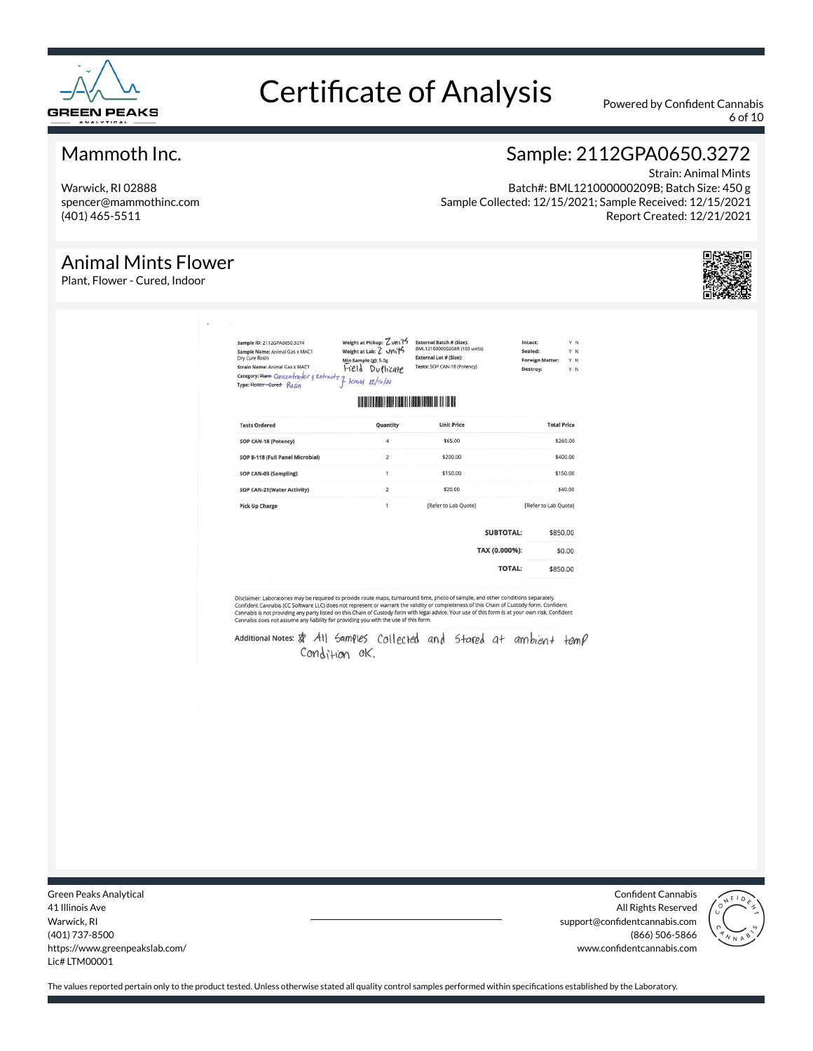# Certificate of Analysis

Powered by Confident Cannabis

## Mammoth Inc.

Warwick, RI 02888
spencer@mammothinc.com
(401) 465-5511

## Sample: 2112GPA0650.3272

Strain: Animal Mints
Batch#: BML121000000209B; Batch Size: 450 g
Sample Collected: 12/15/2021; Sample Received: 12/15/2021
Report Created: 12/21/2021

## Animal Mints Flower

Plant, Flower - Cured, Indoor

---

**Sample ID:** 2112GPA0650.3274
**Sample Name:** Animal Gas x MAC1 Dry Cure Rosin
**Strain Name:** Animal Gas x MAC1
**Category:** ~~Plant~~ Concentrates & Extracts
**Type:** ~~Flower - Cured~~ Rosin

**Weight at Pickup:** 2 units
**Weight at Lab:** 2 units
**Min Sample (g):** 5.0g
Field Duplicate
JK 12/15/21

**External Batch # (Size):** BML121000000208R (103 units)
**External Lot # (Size):**
**Tests:** SOP CAN-18 (Potency)

**Intact:** Y N
**Sealed:** Y N
**Foreign Matter:** Y N
**Destroy:** Y N

| Tests Ordered | Quantity | Unit Price | Total Price |
|---|---|---|---|
| SOP CAN-18 (Potency) | 4 | $65.00 | $260.00 |
| SOP B-118 (Full Panel Microbial) | 2 | $200.00 | $400.00 |
| SOP CAN-03 (Sampling) | 1 | $150.00 | $150.00 |
| SOP CAN-21(Water Activity) | 2 | $20.00 | $40.00 |
| Pick Up Charge | 1 | [Refer to Lab Quote] | [Refer to Lab Quote] |

| | |
|---|---|
| **SUBTOTAL:** | $850.00 |
| **TAX (0.000%):** | $0.00 |
| **TOTAL:** | $850.00 |

Disclaimer: Laboratories may be required to provide route maps, turnaround time, photo of sample, and other conditions separately. Confident Cannabis (CC Software LLC) does not represent or warrant the validity or completeness of this Chain of Custody form. Confident Cannabis is not providing any party listed on this Chain of Custody form with legal advice. Your use of this form is at your own risk. Confident Cannabis does not assume any liability for providing you with the use of this form.

**Additional Notes:** * All samples collected and stored at ambient temp. Condition OK.

---

Green Peaks Analytical
41 Illinois Ave
Warwick, RI
(401) 737-8500
https://www.greenpeakslab.com/
Lic# LTM00001

Confident Cannabis
All Rights Reserved
support@confidentcannabis.com
(866) 506-5866
www.confidentcannabis.com

The values reported pertain only to the product tested. Unless otherwise stated all quality control samples performed within specifications established by the Laboratory.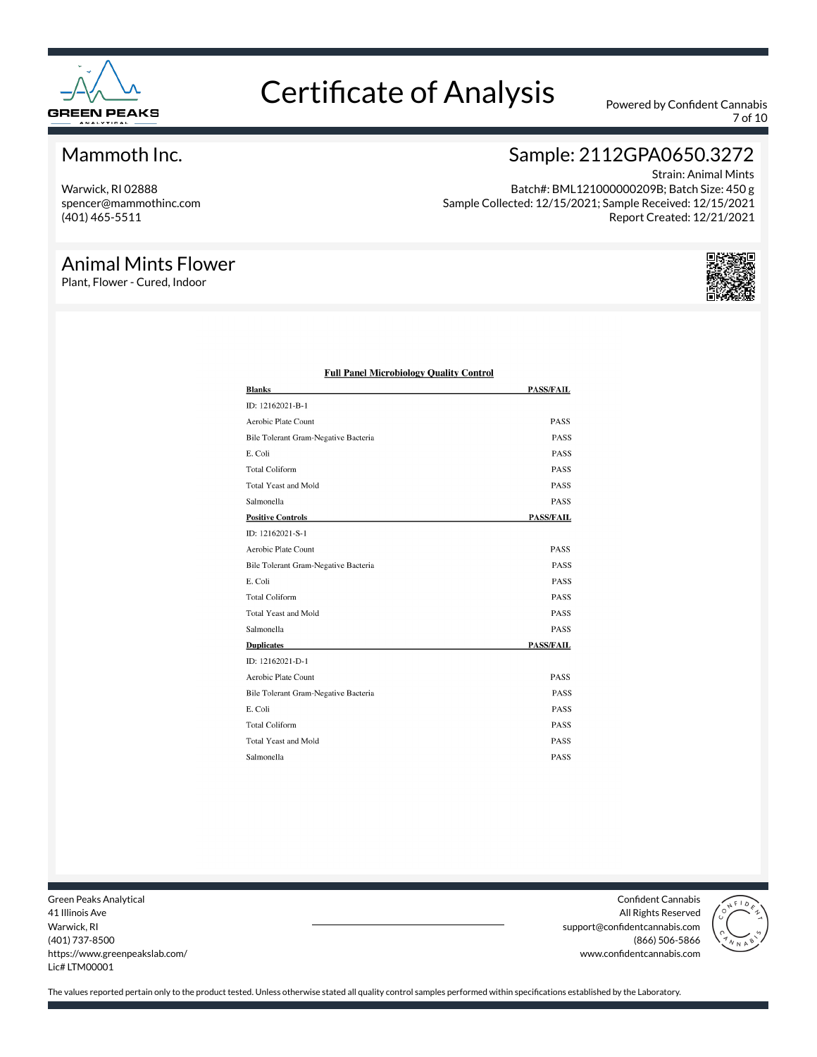# Certificate of Analysis

Powered by Confident Cannabis

## Mammoth Inc.

Warwick, RI 02888
spencer@mammothinc.com
(401) 465-5511

## Sample: 2112GPA0650.3272

Strain: Animal Mints
Batch#: BML121000000209B; Batch Size: 450 g
Sample Collected: 12/15/2021; Sample Received: 12/15/2021
Report Created: 12/21/2021

## Animal Mints Flower

Plant, Flower - Cured, Indoor

### Full Panel Microbiology Quality Control

| **Blanks** | **PASS/FAIL** |
|---|---|
| ID: 12162021-B-1 | |
| Aerobic Plate Count | PASS |
| Bile Tolerant Gram-Negative Bacteria | PASS |
| E. Coli | PASS |
| Total Coliform | PASS |
| Total Yeast and Mold | PASS |
| Salmonella | PASS |
| **Positive Controls** | **PASS/FAIL** |
| ID: 12162021-S-1 | |
| Aerobic Plate Count | PASS |
| Bile Tolerant Gram-Negative Bacteria | PASS |
| E. Coli | PASS |
| Total Coliform | PASS |
| Total Yeast and Mold | PASS |
| Salmonella | PASS |
| **Duplicates** | **PASS/FAIL** |
| ID: 12162021-D-1 | |
| Aerobic Plate Count | PASS |
| Bile Tolerant Gram-Negative Bacteria | PASS |
| E. Coli | PASS |
| Total Coliform | PASS |
| Total Yeast and Mold | PASS |
| Salmonella | PASS |

Green Peaks Analytical
41 Illinois Ave
Warwick, RI
(401) 737-8500
https://www.greenpeakslab.com/
Lic# LTM00001

Confident Cannabis
All Rights Reserved
support@confidentcannabis.com
(866) 506-5866
www.confidentcannabis.com

The values reported pertain only to the product tested. Unless otherwise stated all quality control samples performed within specifications established by the Laboratory.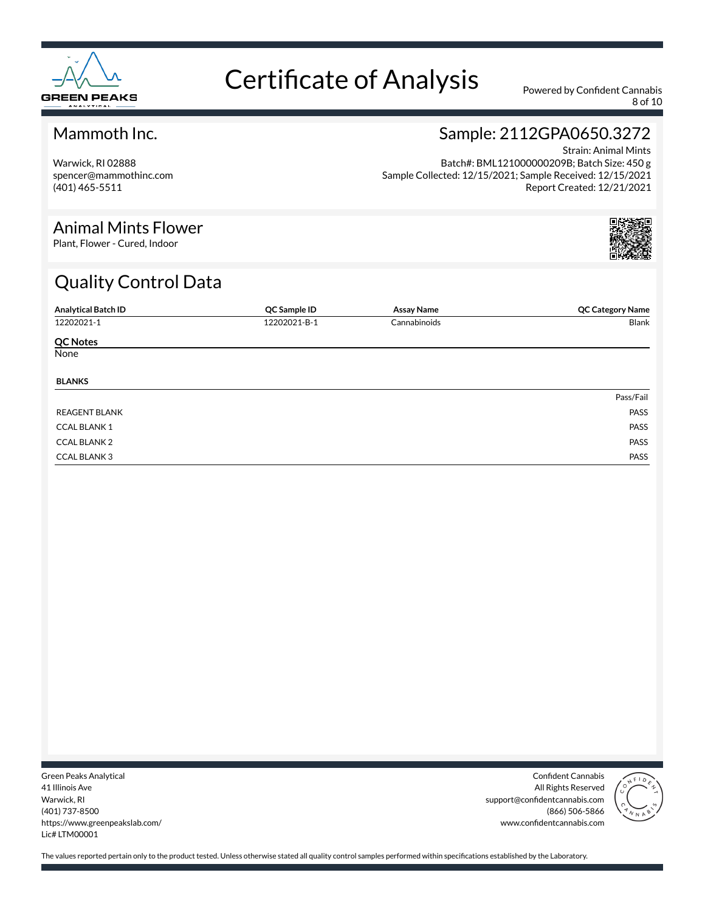# Certificate of Analysis

Powered by Confident Cannabis

## Mammoth Inc.

Warwick, RI 02888
spencer@mammothinc.com
(401) 465-5511

## Sample: 2112GPA0650.3272

Strain: Animal Mints
Batch#: BML121000000209B; Batch Size: 450 g
Sample Collected: 12/15/2021; Sample Received: 12/15/2021
Report Created: 12/21/2021

## Animal Mints Flower

Plant, Flower - Cured, Indoor

## Quality Control Data

| Analytical Batch ID | QC Sample ID | Assay Name | QC Category Name |
|---|---|---|---|
| 12202021-1 | 12202021-B-1 | Cannabinoids | Blank |

**QC Notes**

None

**BLANKS**

| | Pass/Fail |
|---|---|
| REAGENT BLANK | PASS |
| CCAL BLANK 1 | PASS |
| CCAL BLANK 2 | PASS |
| CCAL BLANK 3 | PASS |

Green Peaks Analytical
41 Illinois Ave
Warwick, RI
(401) 737-8500
https://www.greenpeakslab.com/
Lic# LTM00001

Confident Cannabis
All Rights Reserved
support@confidentcannabis.com
(866) 506-5866
www.confidentcannabis.com

The values reported pertain only to the product tested. Unless otherwise stated all quality control samples performed within specifications established by the Laboratory.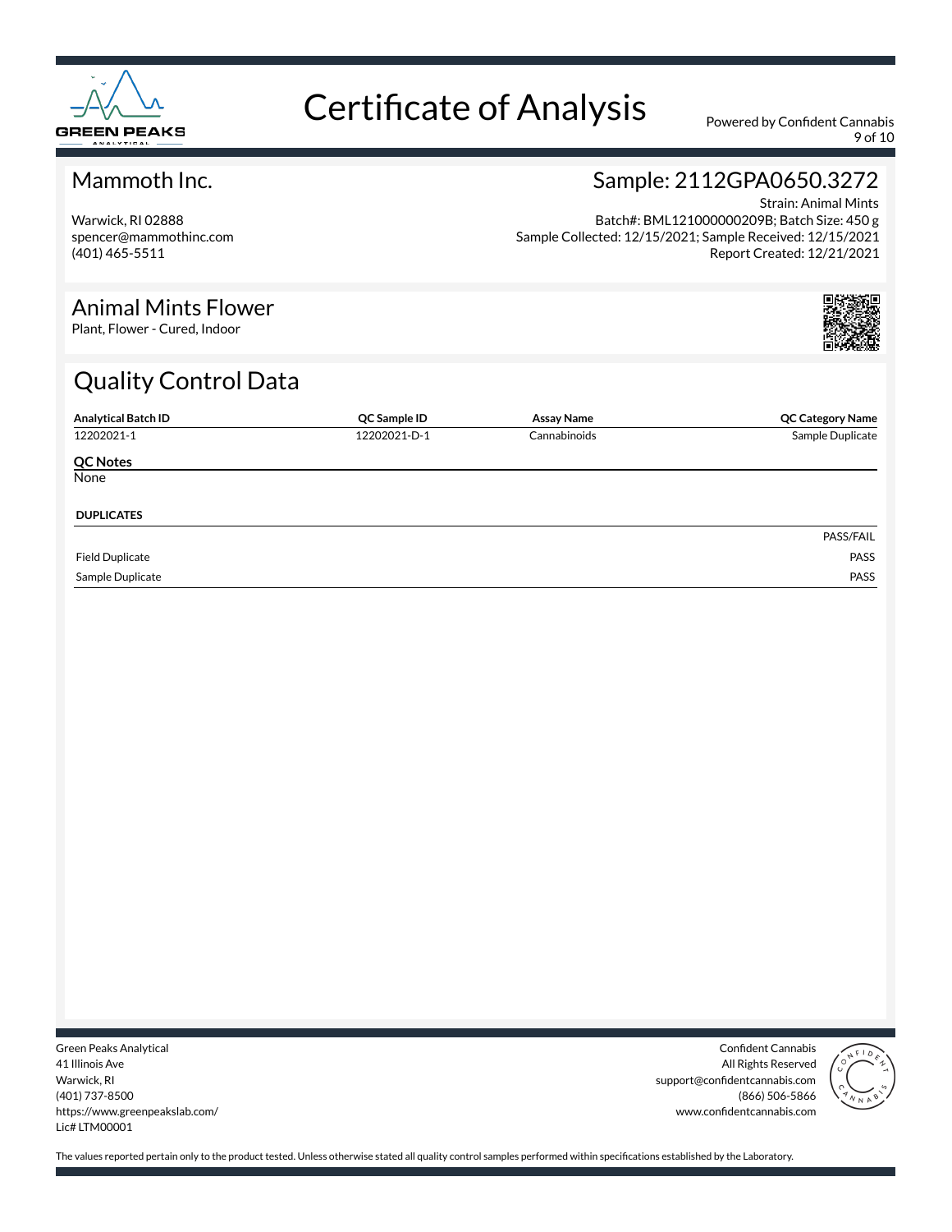# Certificate of Analysis

Powered by Confident Cannabis

## Mammoth Inc.

Warwick, RI 02888
spencer@mammothinc.com
(401) 465-5511

## Sample: 2112GPA0650.3272

Strain: Animal Mints
Batch#: BML121000000209B; Batch Size: 450 g
Sample Collected: 12/15/2021; Sample Received: 12/15/2021
Report Created: 12/21/2021

## Animal Mints Flower

Plant, Flower - Cured, Indoor

## Quality Control Data

| Analytical Batch ID | QC Sample ID | Assay Name | QC Category Name |
|---|---|---|---|
| 12202021-1 | 12202021-D-1 | Cannabinoids | Sample Duplicate |

**QC Notes**

None

**DUPLICATES**

| | PASS/FAIL |
|---|---|
| Field Duplicate | PASS |
| Sample Duplicate | PASS |

Green Peaks Analytical
41 Illinois Ave
Warwick, RI
(401) 737-8500
https://www.greenpeakslab.com/
Lic# LTM00001

Confident Cannabis
All Rights Reserved
support@confidentcannabis.com
(866) 506-5866
www.confidentcannabis.com

The values reported pertain only to the product tested. Unless otherwise stated all quality control samples performed within specifications established by the Laboratory.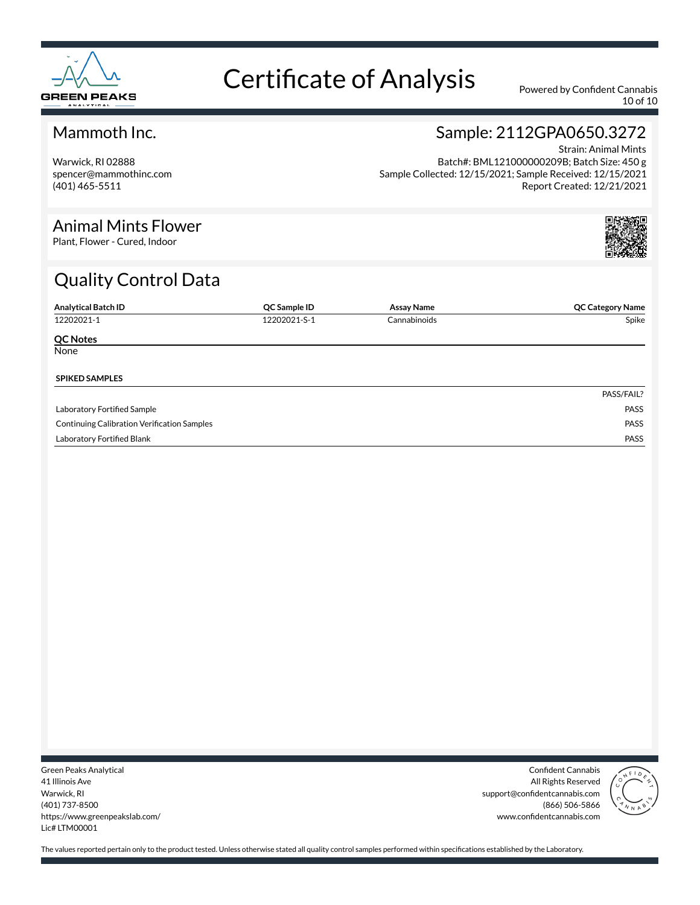# Certificate of Analysis

Powered by Confident Cannabis

## Mammoth Inc.

Warwick, RI 02888
spencer@mammothinc.com
(401) 465-5511

## Sample: 2112GPA0650.3272

Strain: Animal Mints
Batch#: BML121000000209B; Batch Size: 450 g
Sample Collected: 12/15/2021; Sample Received: 12/15/2021
Report Created: 12/21/2021

## Animal Mints Flower

Plant, Flower - Cured, Indoor

## Quality Control Data

| Analytical Batch ID | QC Sample ID | Assay Name | QC Category Name |
|---|---|---|---|
| 12202021-1 | 12202021-S-1 | Cannabinoids | Spike |

**QC Notes**

None

**SPIKED SAMPLES**

| | PASS/FAIL? |
|---|---|
| Laboratory Fortified Sample | PASS |
| Continuing Calibration Verification Samples | PASS |
| Laboratory Fortified Blank | PASS |

Green Peaks Analytical
41 Illinois Ave
Warwick, RI
(401) 737-8500
https://www.greenpeakslab.com/
Lic# LTM00001

Confident Cannabis
All Rights Reserved
support@confidentcannabis.com
(866) 506-5866
www.confidentcannabis.com

The values reported pertain only to the product tested. Unless otherwise stated all quality control samples performed within specifications established by the Laboratory.